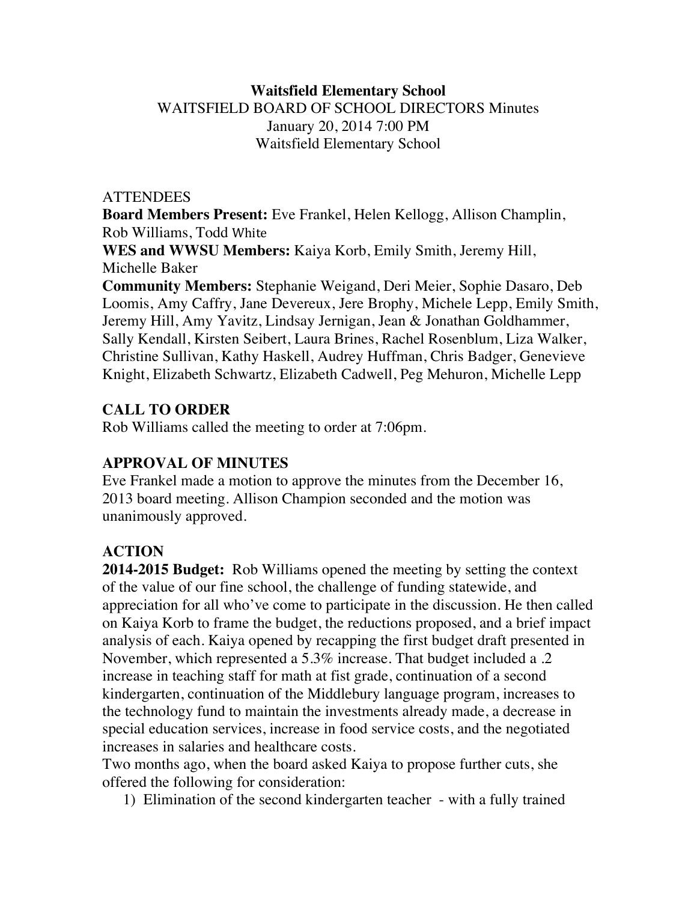**Waitsfield Elementary School**
WAITSFIELD BOARD OF SCHOOL DIRECTORS Minutes
January 20, 2014 7:00 PM
Waitsfield Elementary School

ATTENDEES
**Board Members Present:** Eve Frankel, Helen Kellogg, Allison Champlin, Rob Williams, Todd White
**WES and WWSU Members:** Kaiya Korb, Emily Smith, Jeremy Hill, Michelle Baker
**Community Members:** Stephanie Weigand, Deri Meier, Sophie Dasaro, Deb Loomis, Amy Caffry, Jane Devereux, Jere Brophy, Michele Lepp, Emily Smith, Jeremy Hill, Amy Yavitz, Lindsay Jernigan, Jean & Jonathan Goldhammer, Sally Kendall, Kirsten Seibert, Laura Brines, Rachel Rosenblum, Liza Walker, Christine Sullivan, Kathy Haskell, Audrey Huffman, Chris Badger, Genevieve Knight, Elizabeth Schwartz, Elizabeth Cadwell, Peg Mehuron, Michelle Lepp

## CALL TO ORDER

Rob Williams called the meeting to order at 7:06pm.

## APPROVAL OF MINUTES

Eve Frankel made a motion to approve the minutes from the December 16, 2013 board meeting. Allison Champion seconded and the motion was unanimously approved.

## ACTION

**2014-2015 Budget:** Rob Williams opened the meeting by setting the context of the value of our fine school, the challenge of funding statewide, and appreciation for all who've come to participate in the discussion. He then called on Kaiya Korb to frame the budget, the reductions proposed, and a brief impact analysis of each. Kaiya opened by recapping the first budget draft presented in November, which represented a 5.3% increase. That budget included a .2 increase in teaching staff for math at fist grade, continuation of a second kindergarten, continuation of the Middlebury language program, increases to the technology fund to maintain the investments already made, a decrease in special education services, increase in food service costs, and the negotiated increases in salaries and healthcare costs.

Two months ago, when the board asked Kaiya to propose further cuts, she offered the following for consideration:

1) Elimination of the second kindergarten teacher - with a fully trained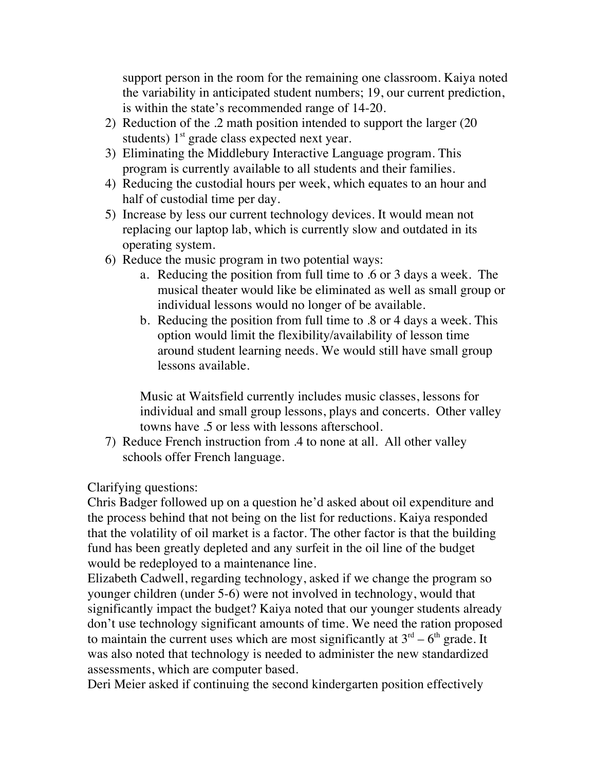support person in the room for the remaining one classroom. Kaiya noted the variability in anticipated student numbers; 19, our current prediction, is within the state's recommended range of 14-20.

2) Reduction of the .2 math position intended to support the larger (20 students) 1st grade class expected next year.
3) Eliminating the Middlebury Interactive Language program. This program is currently available to all students and their families.
4) Reducing the custodial hours per week, which equates to an hour and half of custodial time per day.
5) Increase by less our current technology devices. It would mean not replacing our laptop lab, which is currently slow and outdated in its operating system.
6) Reduce the music program in two potential ways:
   a. Reducing the position from full time to .6 or 3 days a week. The musical theater would like be eliminated as well as small group or individual lessons would no longer of be available.
   b. Reducing the position from full time to .8 or 4 days a week. This option would limit the flexibility/availability of lesson time around student learning needs. We would still have small group lessons available.

   Music at Waitsfield currently includes music classes, lessons for individual and small group lessons, plays and concerts. Other valley towns have .5 or less with lessons afterschool.
7) Reduce French instruction from .4 to none at all. All other valley schools offer French language.

Clarifying questions:
Chris Badger followed up on a question he'd asked about oil expenditure and the process behind that not being on the list for reductions. Kaiya responded that the volatility of oil market is a factor. The other factor is that the building fund has been greatly depleted and any surfeit in the oil line of the budget would be redeployed to a maintenance line.
Elizabeth Cadwell, regarding technology, asked if we change the program so younger children (under 5-6) were not involved in technology, would that significantly impact the budget? Kaiya noted that our younger students already don't use technology significant amounts of time. We need the ration proposed to maintain the current uses which are most significantly at 3rd – 6th grade. It was also noted that technology is needed to administer the new standardized assessments, which are computer based.
Deri Meier asked if continuing the second kindergarten position effectively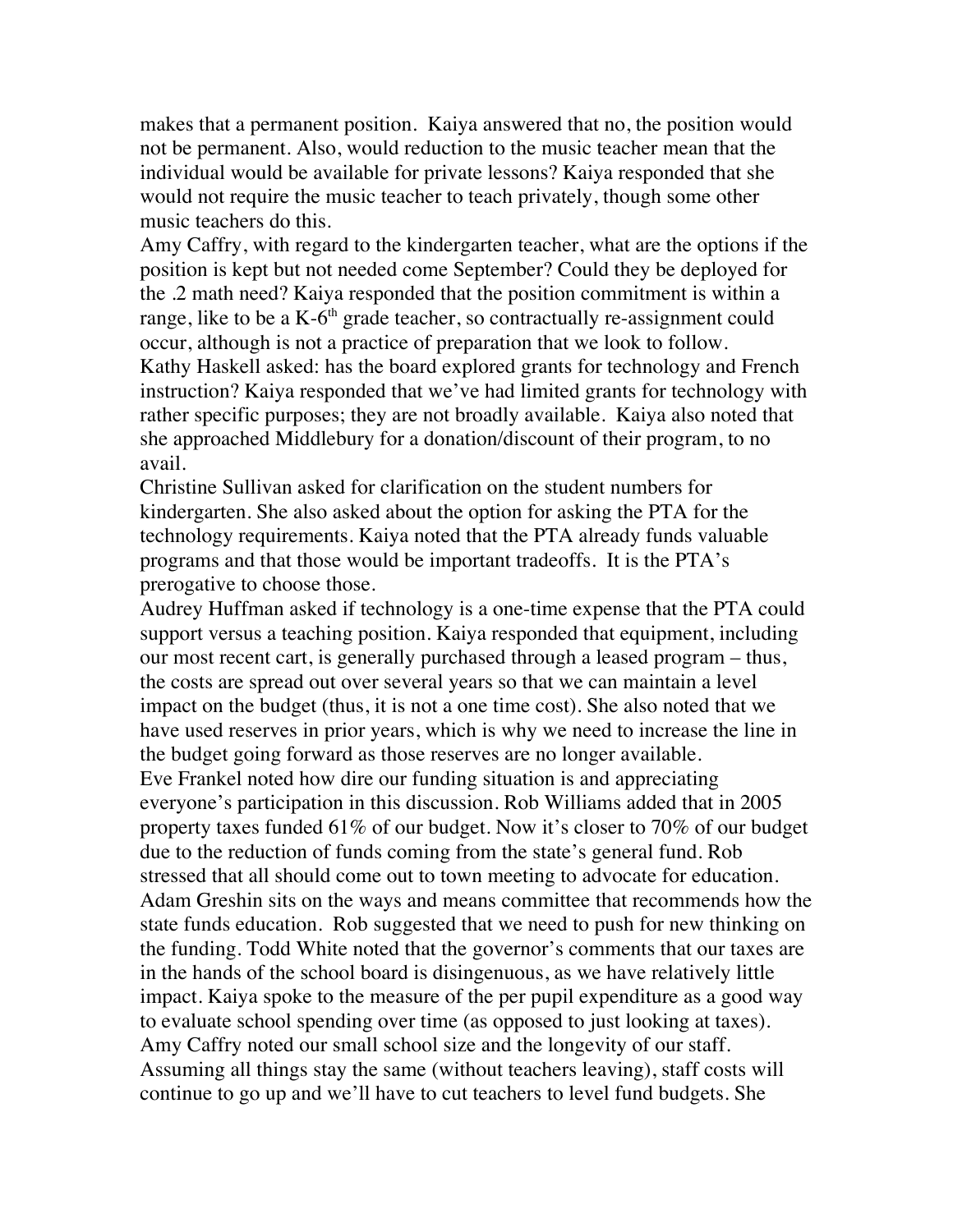makes that a permanent position. Kaiya answered that no, the position would not be permanent. Also, would reduction to the music teacher mean that the individual would be available for private lessons? Kaiya responded that she would not require the music teacher to teach privately, though some other music teachers do this.

Amy Caffry, with regard to the kindergarten teacher, what are the options if the position is kept but not needed come September? Could they be deployed for the .2 math need? Kaiya responded that the position commitment is within a range, like to be a K-6th grade teacher, so contractually re-assignment could occur, although is not a practice of preparation that we look to follow.

Kathy Haskell asked: has the board explored grants for technology and French instruction? Kaiya responded that we've had limited grants for technology with rather specific purposes; they are not broadly available. Kaiya also noted that she approached Middlebury for a donation/discount of their program, to no avail.

Christine Sullivan asked for clarification on the student numbers for kindergarten. She also asked about the option for asking the PTA for the technology requirements. Kaiya noted that the PTA already funds valuable programs and that those would be important tradeoffs. It is the PTA's prerogative to choose those.

Audrey Huffman asked if technology is a one-time expense that the PTA could support versus a teaching position. Kaiya responded that equipment, including our most recent cart, is generally purchased through a leased program – thus, the costs are spread out over several years so that we can maintain a level impact on the budget (thus, it is not a one time cost). She also noted that we have used reserves in prior years, which is why we need to increase the line in the budget going forward as those reserves are no longer available.

Eve Frankel noted how dire our funding situation is and appreciating everyone's participation in this discussion. Rob Williams added that in 2005 property taxes funded 61% of our budget. Now it's closer to 70% of our budget due to the reduction of funds coming from the state's general fund. Rob stressed that all should come out to town meeting to advocate for education. Adam Greshin sits on the ways and means committee that recommends how the state funds education. Rob suggested that we need to push for new thinking on the funding. Todd White noted that the governor's comments that our taxes are in the hands of the school board is disingenuous, as we have relatively little impact. Kaiya spoke to the measure of the per pupil expenditure as a good way to evaluate school spending over time (as opposed to just looking at taxes). Amy Caffry noted our small school size and the longevity of our staff. Assuming all things stay the same (without teachers leaving), staff costs will continue to go up and we'll have to cut teachers to level fund budgets. She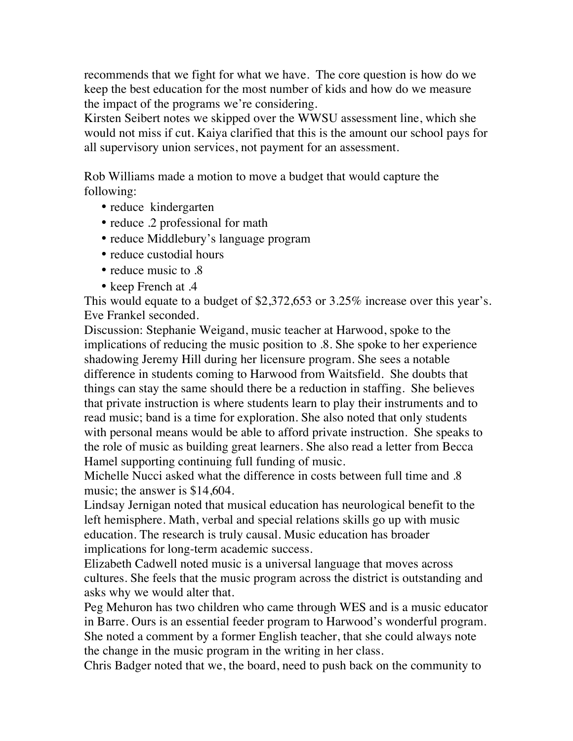recommends that we fight for what we have. The core question is how do we keep the best education for the most number of kids and how do we measure the impact of the programs we're considering.

Kirsten Seibert notes we skipped over the WWSU assessment line, which she would not miss if cut. Kaiya clarified that this is the amount our school pays for all supervisory union services, not payment for an assessment.

Rob Williams made a motion to move a budget that would capture the following:

- reduce kindergarten
- reduce .2 professional for math
- reduce Middlebury's language program
- reduce custodial hours
- reduce music to .8
- keep French at .4

This would equate to a budget of $2,372,653 or 3.25% increase over this year's. Eve Frankel seconded.

Discussion: Stephanie Weigand, music teacher at Harwood, spoke to the implications of reducing the music position to .8. She spoke to her experience shadowing Jeremy Hill during her licensure program. She sees a notable difference in students coming to Harwood from Waitsfield. She doubts that things can stay the same should there be a reduction in staffing. She believes that private instruction is where students learn to play their instruments and to read music; band is a time for exploration. She also noted that only students with personal means would be able to afford private instruction. She speaks to the role of music as building great learners. She also read a letter from Becca Hamel supporting continuing full funding of music.

Michelle Nucci asked what the difference in costs between full time and .8 music; the answer is $14,604.

Lindsay Jernigan noted that musical education has neurological benefit to the left hemisphere. Math, verbal and special relations skills go up with music education. The research is truly causal. Music education has broader implications for long-term academic success.

Elizabeth Cadwell noted music is a universal language that moves across cultures. She feels that the music program across the district is outstanding and asks why we would alter that.

Peg Mehuron has two children who came through WES and is a music educator in Barre. Ours is an essential feeder program to Harwood's wonderful program. She noted a comment by a former English teacher, that she could always note the change in the music program in the writing in her class.

Chris Badger noted that we, the board, need to push back on the community to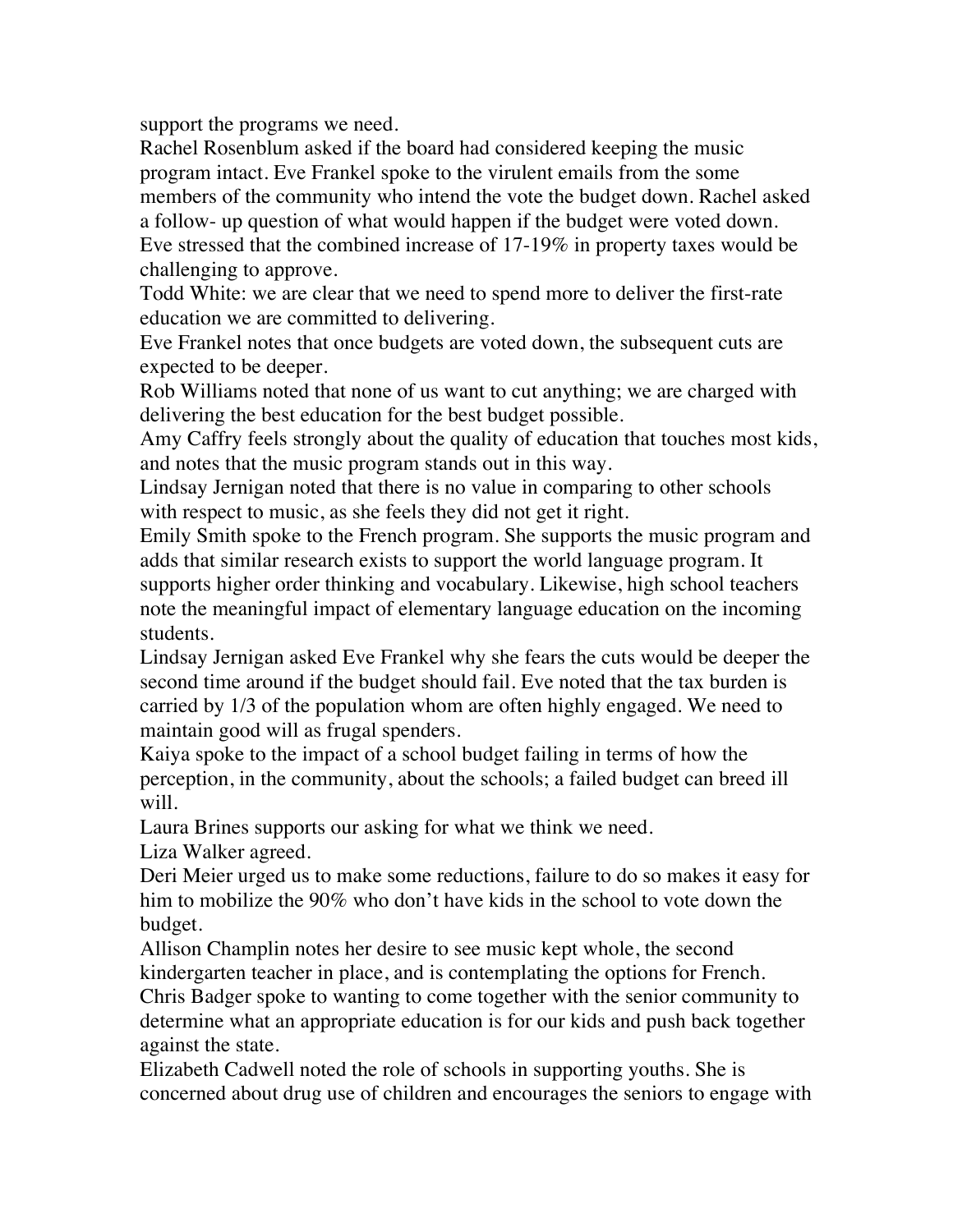support the programs we need.

Rachel Rosenblum asked if the board had considered keeping the music program intact. Eve Frankel spoke to the virulent emails from the some members of the community who intend the vote the budget down. Rachel asked a follow- up question of what would happen if the budget were voted down. Eve stressed that the combined increase of 17-19% in property taxes would be challenging to approve.

Todd White: we are clear that we need to spend more to deliver the first-rate education we are committed to delivering.

Eve Frankel notes that once budgets are voted down, the subsequent cuts are expected to be deeper.

Rob Williams noted that none of us want to cut anything; we are charged with delivering the best education for the best budget possible.

Amy Caffry feels strongly about the quality of education that touches most kids, and notes that the music program stands out in this way.

Lindsay Jernigan noted that there is no value in comparing to other schools with respect to music, as she feels they did not get it right.

Emily Smith spoke to the French program. She supports the music program and adds that similar research exists to support the world language program. It supports higher order thinking and vocabulary. Likewise, high school teachers note the meaningful impact of elementary language education on the incoming students.

Lindsay Jernigan asked Eve Frankel why she fears the cuts would be deeper the second time around if the budget should fail. Eve noted that the tax burden is carried by 1/3 of the population whom are often highly engaged. We need to maintain good will as frugal spenders.

Kaiya spoke to the impact of a school budget failing in terms of how the perception, in the community, about the schools; a failed budget can breed ill will.

Laura Brines supports our asking for what we think we need.

Liza Walker agreed.

Deri Meier urged us to make some reductions, failure to do so makes it easy for him to mobilize the 90% who don't have kids in the school to vote down the budget.

Allison Champlin notes her desire to see music kept whole, the second kindergarten teacher in place, and is contemplating the options for French.

Chris Badger spoke to wanting to come together with the senior community to determine what an appropriate education is for our kids and push back together against the state.

Elizabeth Cadwell noted the role of schools in supporting youths. She is concerned about drug use of children and encourages the seniors to engage with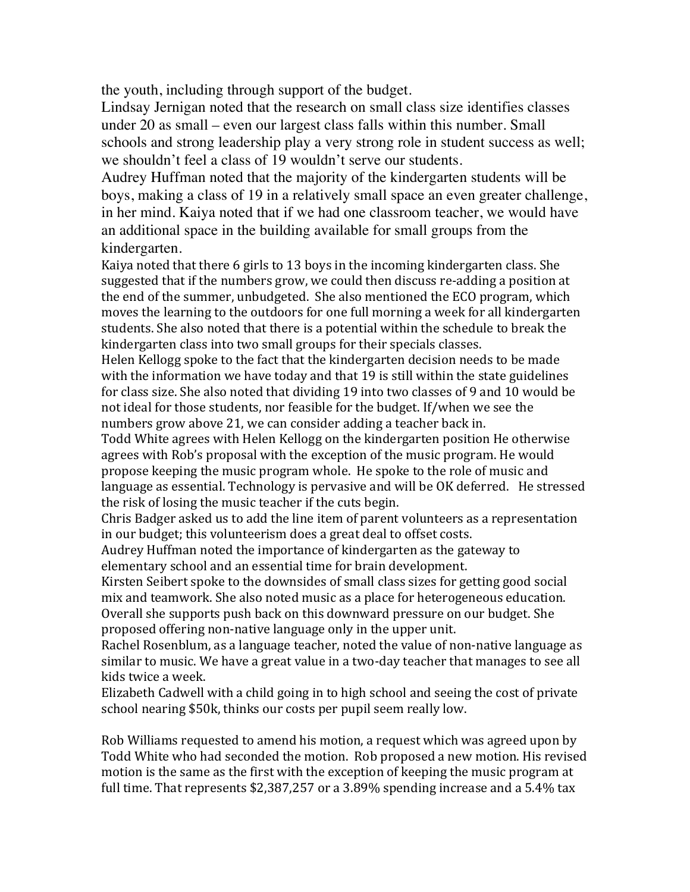the youth, including through support of the budget.

Lindsay Jernigan noted that the research on small class size identifies classes under 20 as small – even our largest class falls within this number. Small schools and strong leadership play a very strong role in student success as well; we shouldn't feel a class of 19 wouldn't serve our students.

Audrey Huffman noted that the majority of the kindergarten students will be boys, making a class of 19 in a relatively small space an even greater challenge, in her mind. Kaiya noted that if we had one classroom teacher, we would have an additional space in the building available for small groups from the kindergarten.

Kaiya noted that there 6 girls to 13 boys in the incoming kindergarten class. She suggested that if the numbers grow, we could then discuss re-adding a position at the end of the summer, unbudgeted. She also mentioned the ECO program, which moves the learning to the outdoors for one full morning a week for all kindergarten students. She also noted that there is a potential within the schedule to break the kindergarten class into two small groups for their specials classes.

Helen Kellogg spoke to the fact that the kindergarten decision needs to be made with the information we have today and that 19 is still within the state guidelines for class size. She also noted that dividing 19 into two classes of 9 and 10 would be not ideal for those students, nor feasible for the budget. If/when we see the numbers grow above 21, we can consider adding a teacher back in.

Todd White agrees with Helen Kellogg on the kindergarten position He otherwise agrees with Rob's proposal with the exception of the music program. He would propose keeping the music program whole. He spoke to the role of music and language as essential. Technology is pervasive and will be OK deferred. He stressed the risk of losing the music teacher if the cuts begin.

Chris Badger asked us to add the line item of parent volunteers as a representation in our budget; this volunteerism does a great deal to offset costs.

Audrey Huffman noted the importance of kindergarten as the gateway to elementary school and an essential time for brain development.

Kirsten Seibert spoke to the downsides of small class sizes for getting good social mix and teamwork. She also noted music as a place for heterogeneous education. Overall she supports push back on this downward pressure on our budget. She proposed offering non-native language only in the upper unit.

Rachel Rosenblum, as a language teacher, noted the value of non-native language as similar to music. We have a great value in a two-day teacher that manages to see all kids twice a week.

Elizabeth Cadwell with a child going in to high school and seeing the cost of private school nearing $50k, thinks our costs per pupil seem really low.

Rob Williams requested to amend his motion, a request which was agreed upon by Todd White who had seconded the motion. Rob proposed a new motion. His revised motion is the same as the first with the exception of keeping the music program at full time. That represents $2,387,257 or a 3.89% spending increase and a 5.4% tax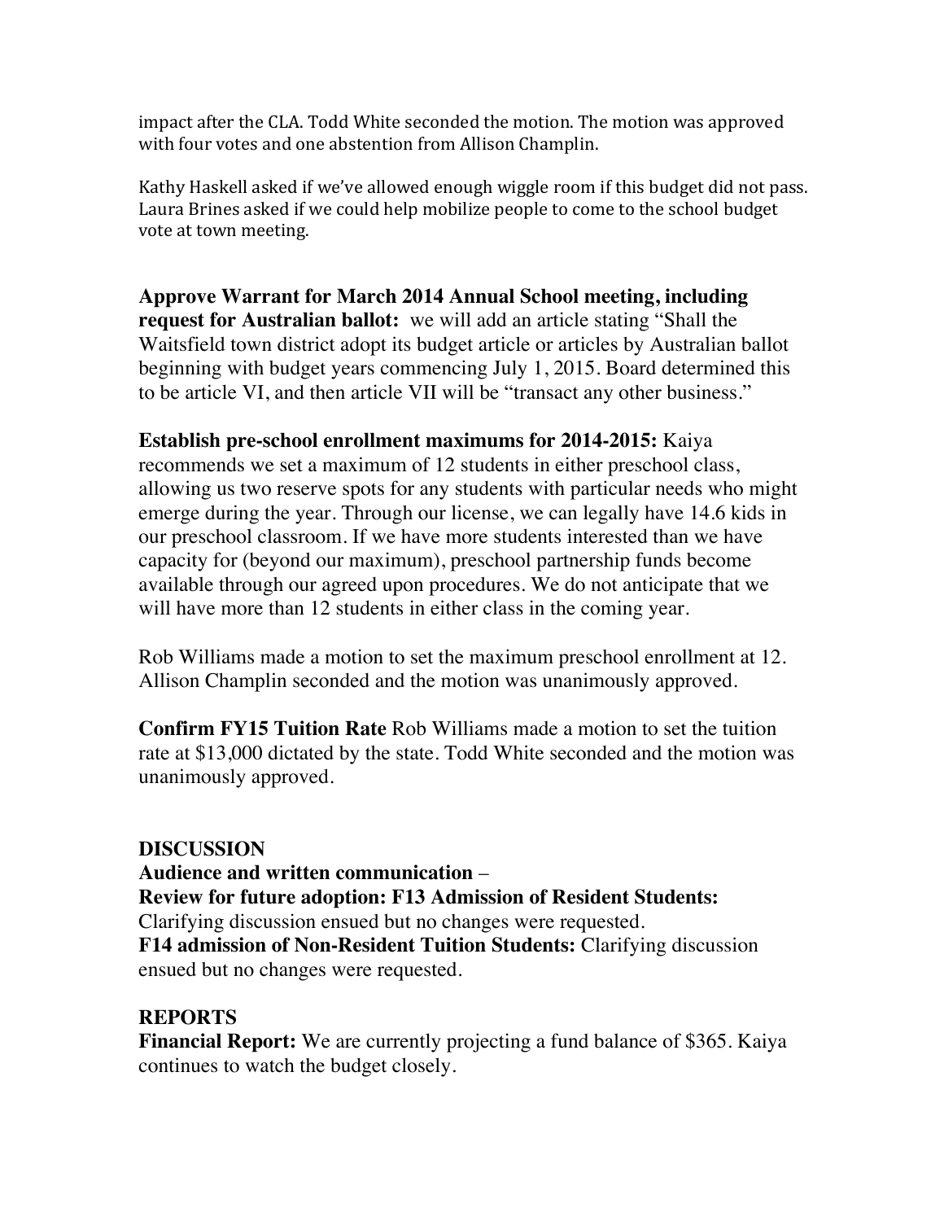impact after the CLA. Todd White seconded the motion. The motion was approved with four votes and one abstention from Allison Champlin.

Kathy Haskell asked if we've allowed enough wiggle room if this budget did not pass. Laura Brines asked if we could help mobilize people to come to the school budget vote at town meeting.

**Approve Warrant for March 2014 Annual School meeting, including request for Australian ballot:** we will add an article stating "Shall the Waitsfield town district adopt its budget article or articles by Australian ballot beginning with budget years commencing July 1, 2015. Board determined this to be article VI, and then article VII will be "transact any other business."

**Establish pre-school enrollment maximums for 2014-2015:** Kaiya recommends we set a maximum of 12 students in either preschool class, allowing us two reserve spots for any students with particular needs who might emerge during the year. Through our license, we can legally have 14.6 kids in our preschool classroom. If we have more students interested than we have capacity for (beyond our maximum), preschool partnership funds become available through our agreed upon procedures. We do not anticipate that we will have more than 12 students in either class in the coming year.

Rob Williams made a motion to set the maximum preschool enrollment at 12. Allison Champlin seconded and the motion was unanimously approved.

**Confirm FY15 Tuition Rate** Rob Williams made a motion to set the tuition rate at $13,000 dictated by the state. Todd White seconded and the motion was unanimously approved.

## DISCUSSION

**Audience and written communication** –

**Review for future adoption: F13 Admission of Resident Students:** Clarifying discussion ensued but no changes were requested.

**F14 admission of Non-Resident Tuition Students:** Clarifying discussion ensued but no changes were requested.

## REPORTS

**Financial Report:** We are currently projecting a fund balance of $365. Kaiya continues to watch the budget closely.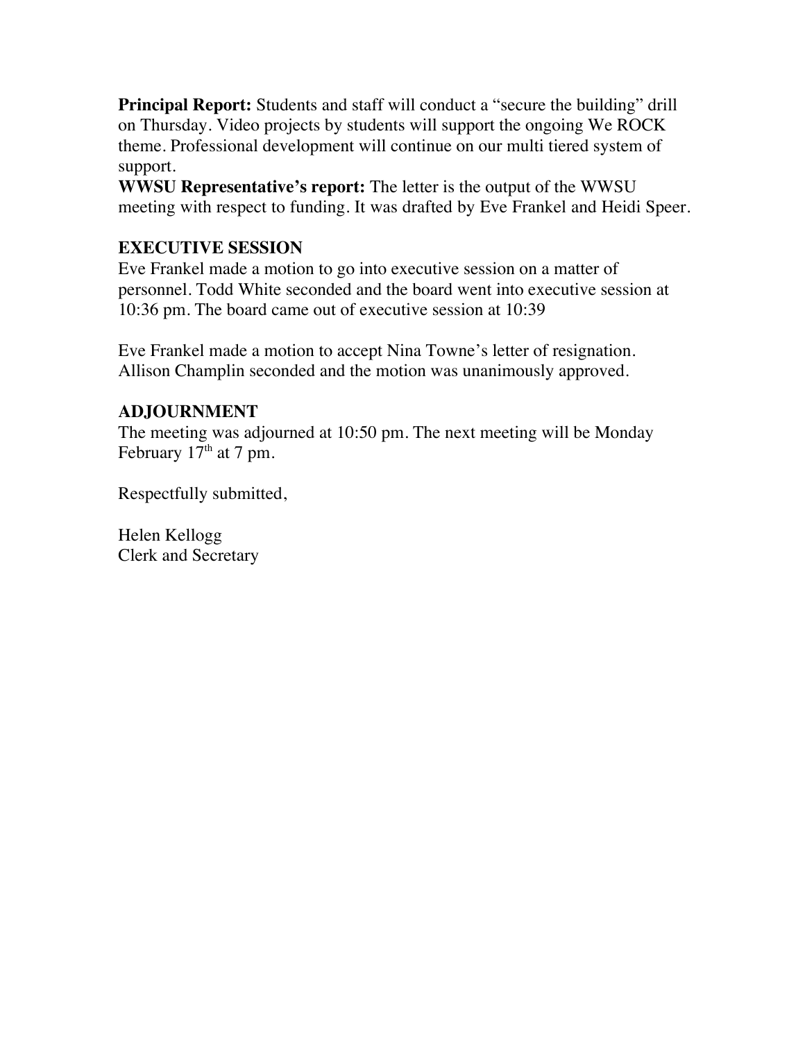**Principal Report:** Students and staff will conduct a "secure the building" drill on Thursday. Video projects by students will support the ongoing We ROCK theme. Professional development will continue on our multi tiered system of support.

**WWSU Representative's report:** The letter is the output of the WWSU meeting with respect to funding. It was drafted by Eve Frankel and Heidi Speer.

## EXECUTIVE SESSION

Eve Frankel made a motion to go into executive session on a matter of personnel. Todd White seconded and the board went into executive session at 10:36 pm. The board came out of executive session at 10:39

Eve Frankel made a motion to accept Nina Towne's letter of resignation. Allison Champlin seconded and the motion was unanimously approved.

## ADJOURNMENT

The meeting was adjourned at 10:50 pm. The next meeting will be Monday February 17th at 7 pm.

Respectfully submitted,

Helen Kellogg
Clerk and Secretary